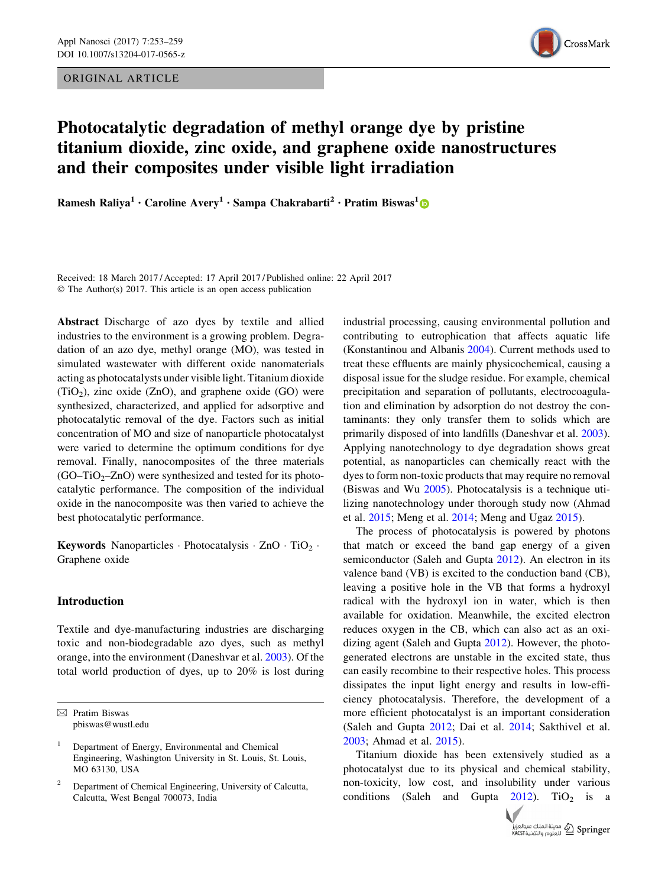ORIGINAL ARTICLE

# Photocatalytic degradation of methyl orange dye by pristine titanium dioxide, zinc oxide, and graphene oxide nanostructures and their composites under visible light irradiation

Ramesh Raliya[1] · Caroline Avery[1] · Sampa Chakrabarti[2] · Pratim Biswas[1]

Received: 18 March 2017 / Accepted: 17 April 2017 / Published online: 22 April 2017
© The Author(s) 2017. This article is an open access publication

**Abstract** Discharge of azo dyes by textile and allied industries to the environment is a growing problem. Degradation of an azo dye, methyl orange (MO), was tested in simulated wastewater with different oxide nanomaterials acting as photocatalysts under visible light. Titanium dioxide ($TiO_2$), zinc oxide (ZnO), and graphene oxide (GO) were synthesized, characterized, and applied for adsorptive and photocatalytic removal of the dye. Factors such as initial concentration of MO and size of nanoparticle photocatalyst were varied to determine the optimum conditions for dye removal. Finally, nanocomposites of the three materials (GO–$TiO_2$–ZnO) were synthesized and tested for its photocatalytic performance. The composition of the individual oxide in the nanocomposite was then varied to achieve the best photocatalytic performance.

**Keywords** Nanoparticles · Photocatalysis · ZnO · $TiO_2$ · Graphene oxide

## Introduction

Textile and dye-manufacturing industries are discharging toxic and non-biodegradable azo dyes, such as methyl orange, into the environment (Daneshvar et al. 2003). Of the total world production of dyes, up to 20% is lost during industrial processing, causing environmental pollution and contributing to eutrophication that affects aquatic life (Konstantinou and Albanis 2004). Current methods used to treat these effluents are mainly physicochemical, causing a disposal issue for the sludge residue. For example, chemical precipitation and separation of pollutants, electrocoagulation and elimination by adsorption do not destroy the contaminants: they only transfer them to solids which are primarily disposed of into landfills (Daneshvar et al. 2003). Applying nanotechnology to dye degradation shows great potential, as nanoparticles can chemically react with the dyes to form non-toxic products that may require no removal (Biswas and Wu 2005). Photocatalysis is a technique utilizing nanotechnology under thorough study now (Ahmad et al. 2015; Meng et al. 2014; Meng and Ugaz 2015).

The process of photocatalysis is powered by photons that match or exceed the band gap energy of a given semiconductor (Saleh and Gupta 2012). An electron in its valence band (VB) is excited to the conduction band (CB), leaving a positive hole in the VB that forms a hydroxyl radical with the hydroxyl ion in water, which is then available for oxidation. Meanwhile, the excited electron reduces oxygen in the CB, which can also act as an oxidizing agent (Saleh and Gupta 2012). However, the photogenerated electrons are unstable in the excited state, thus can easily recombine to their respective holes. This process dissipates the input light energy and results in low-efficiency photocatalysis. Therefore, the development of a more efficient photocatalyst is an important consideration (Saleh and Gupta 2012; Dai et al. 2014; Sakthivel et al. 2003; Ahmad et al. 2015).

Titanium dioxide has been extensively studied as a photocatalyst due to its physical and chemical stability, non-toxicity, low cost, and insolubility under various conditions (Saleh and Gupta 2012). $TiO_2$ is a

---

✉ Pratim Biswas
pbiswas@wustl.edu

[1] Department of Energy, Environmental and Chemical Engineering, Washington University in St. Louis, St. Louis, MO 63130, USA

[2] Department of Chemical Engineering, University of Calcutta, Calcutta, West Bengal 700073, India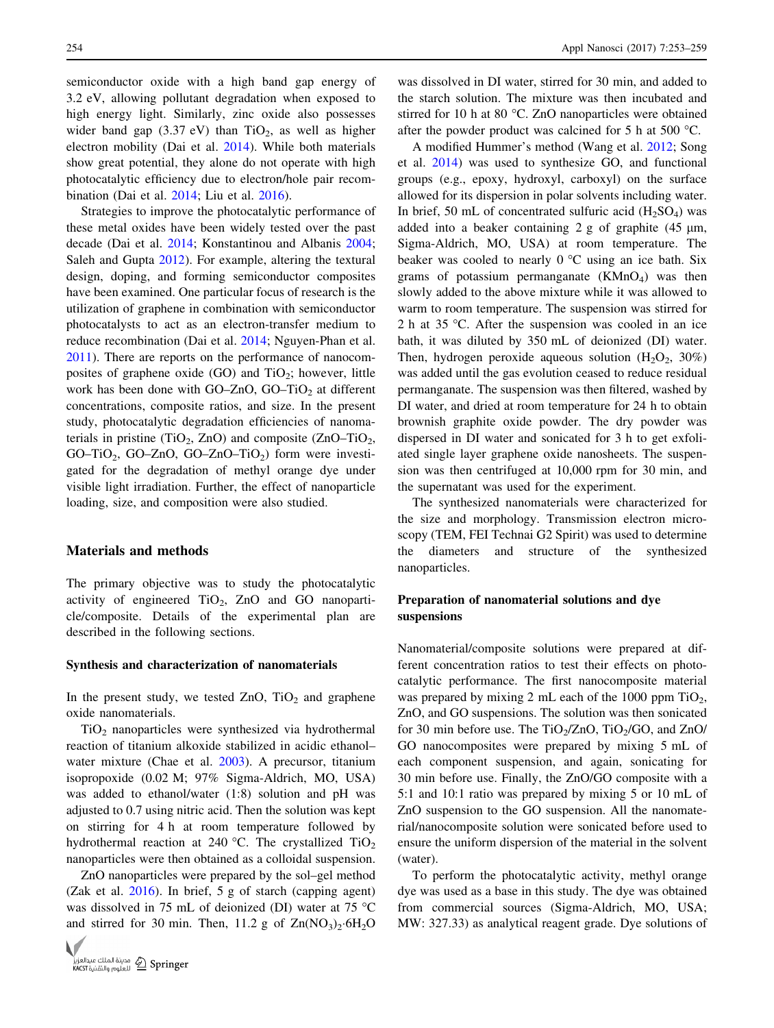semiconductor oxide with a high band gap energy of 3.2 eV, allowing pollutant degradation when exposed to high energy light. Similarly, zinc oxide also possesses wider band gap (3.37 eV) than $TiO_2$, as well as higher electron mobility (Dai et al. 2014). While both materials show great potential, they alone do not operate with high photocatalytic efficiency due to electron/hole pair recombination (Dai et al. 2014; Liu et al. 2016).

Strategies to improve the photocatalytic performance of these metal oxides have been widely tested over the past decade (Dai et al. 2014; Konstantinou and Albanis 2004; Saleh and Gupta 2012). For example, altering the textural design, doping, and forming semiconductor composites have been examined. One particular focus of research is the utilization of graphene in combination with semiconductor photocatalysts to act as an electron-transfer medium to reduce recombination (Dai et al. 2014; Nguyen-Phan et al. 2011). There are reports on the performance of nanocomposites of graphene oxide (GO) and $TiO_2$; however, little work has been done with GO–ZnO, GO–$TiO_2$ at different concentrations, composite ratios, and size. In the present study, photocatalytic degradation efficiencies of nanomaterials in pristine ($TiO_2$, ZnO) and composite (ZnO–$TiO_2$, GO–$TiO_2$, GO–ZnO, GO–ZnO–$TiO_2$) form were investigated for the degradation of methyl orange dye under visible light irradiation. Further, the effect of nanoparticle loading, size, and composition were also studied.

## Materials and methods

The primary objective was to study the photocatalytic activity of engineered $TiO_2$, ZnO and GO nanoparticle/composite. Details of the experimental plan are described in the following sections.

### Synthesis and characterization of nanomaterials

In the present study, we tested ZnO, $TiO_2$ and graphene oxide nanomaterials.

$TiO_2$ nanoparticles were synthesized via hydrothermal reaction of titanium alkoxide stabilized in acidic ethanol–water mixture (Chae et al. 2003). A precursor, titanium isopropoxide (0.02 M; 97% Sigma-Aldrich, MO, USA) was added to ethanol/water (1:8) solution and pH was adjusted to 0.7 using nitric acid. Then the solution was kept on stirring for 4 h at room temperature followed by hydrothermal reaction at 240 °C. The crystallized $TiO_2$ nanoparticles were then obtained as a colloidal suspension.

ZnO nanoparticles were prepared by the sol–gel method (Zak et al. 2016). In brief, 5 g of starch (capping agent) was dissolved in 75 mL of deionized (DI) water at 75 °C and stirred for 30 min. Then, 11.2 g of $Zn(NO_3)_2{\cdot}6H_2O$ was dissolved in DI water, stirred for 30 min, and added to the starch solution. The mixture was then incubated and stirred for 10 h at 80 °C. ZnO nanoparticles were obtained after the powder product was calcined for 5 h at 500 °C.

A modified Hummer's method (Wang et al. 2012; Song et al. 2014) was used to synthesize GO, and functional groups (e.g., epoxy, hydroxyl, carboxyl) on the surface allowed for its dispersion in polar solvents including water. In brief, 50 mL of concentrated sulfuric acid ($H_2SO_4$) was added into a beaker containing 2 g of graphite (45 μm, Sigma-Aldrich, MO, USA) at room temperature. The beaker was cooled to nearly 0 °C using an ice bath. Six grams of potassium permanganate ($KMnO_4$) was then slowly added to the above mixture while it was allowed to warm to room temperature. The suspension was stirred for 2 h at 35 °C. After the suspension was cooled in an ice bath, it was diluted by 350 mL of deionized (DI) water. Then, hydrogen peroxide aqueous solution ($H_2O_2$, 30%) was added until the gas evolution ceased to reduce residual permanganate. The suspension was then filtered, washed by DI water, and dried at room temperature for 24 h to obtain brownish graphite oxide powder. The dry powder was dispersed in DI water and sonicated for 3 h to get exfoliated single layer graphene oxide nanosheets. The suspension was then centrifuged at 10,000 rpm for 30 min, and the supernatant was used for the experiment.

The synthesized nanomaterials were characterized for the size and morphology. Transmission electron microscopy (TEM, FEI Technai G2 Spirit) was used to determine the diameters and structure of the synthesized nanoparticles.

### Preparation of nanomaterial solutions and dye suspensions

Nanomaterial/composite solutions were prepared at different concentration ratios to test their effects on photocatalytic performance. The first nanocomposite material was prepared by mixing 2 mL each of the 1000 ppm $TiO_2$, ZnO, and GO suspensions. The solution was then sonicated for 30 min before use. The $TiO_2$/ZnO, $TiO_2$/GO, and ZnO/GO nanocomposites were prepared by mixing 5 mL of each component suspension, and again, sonicating for 30 min before use. Finally, the ZnO/GO composite with a 5:1 and 10:1 ratio was prepared by mixing 5 or 10 mL of ZnO suspension to the GO suspension. All the nanomaterial/nanocomposite solution were sonicated before used to ensure the uniform dispersion of the material in the solvent (water).

To perform the photocatalytic activity, methyl orange dye was used as a base in this study. The dye was obtained from commercial sources (Sigma-Aldrich, MO, USA; MW: 327.33) as analytical reagent grade. Dye solutions of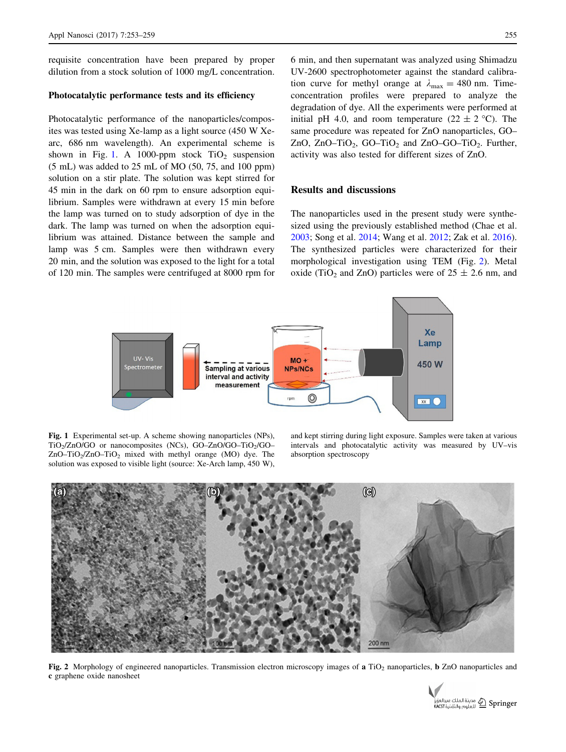requisite concentration have been prepared by proper dilution from a stock solution of 1000 mg/L concentration.

### Photocatalytic performance tests and its efficiency

Photocatalytic performance of the nanoparticles/composites was tested using Xe-lamp as a light source (450 W Xe-arc, 686 nm wavelength). An experimental scheme is shown in Fig. 1. A 1000-ppm stock $TiO_2$ suspension (5 mL) was added to 25 mL of MO (50, 75, and 100 ppm) solution on a stir plate. The solution was kept stirred for 45 min in the dark on 60 rpm to ensure adsorption equilibrium. Samples were withdrawn at every 15 min before the lamp was turned on to study adsorption of dye in the dark. The lamp was turned on when the adsorption equilibrium was attained. Distance between the sample and lamp was 5 cm. Samples were then withdrawn every 20 min, and the solution was exposed to the light for a total of 120 min. The samples were centrifuged at 8000 rpm for 6 min, and then supernatant was analyzed using Shimadzu UV-2600 spectrophotometer against the standard calibration curve for methyl orange at $\lambda_{max} = 480$ nm. Time-concentration profiles were prepared to analyze the degradation of dye. All the experiments were performed at initial pH 4.0, and room temperature (22 ± 2 °C). The same procedure was repeated for ZnO nanoparticles, GO–ZnO, ZnO–$TiO_2$, GO–$TiO_2$ and ZnO–GO–$TiO_2$. Further, activity was also tested for different sizes of ZnO.

## Results and discussions

The nanoparticles used in the present study were synthesized using the previously established method (Chae et al. 2003; Song et al. 2014; Wang et al. 2012; Zak et al. 2016). The synthesized particles were characterized for their morphological investigation using TEM (Fig. 2). Metal oxide ($TiO_2$ and ZnO) particles were of 25 ± 2.6 nm, and

**Fig. 1** Experimental set-up. A scheme showing nanoparticles (NPs), $TiO_2$/ZnO/GO or nanocomposites (NCs), GO–ZnO/GO–$TiO_2$/GO–ZnO–$TiO_2$/ZnO–$TiO_2$ mixed with methyl orange (MO) dye. The solution was exposed to visible light (source: Xe-Arch lamp, 450 W), and kept stirring during light exposure. Samples were taken at various intervals and photocatalytic activity was measured by UV–vis absorption spectroscopy

**Fig. 2** Morphology of engineered nanoparticles. Transmission electron microscopy images of **a** $TiO_2$ nanoparticles, **b** ZnO nanoparticles and **c** graphene oxide nanosheet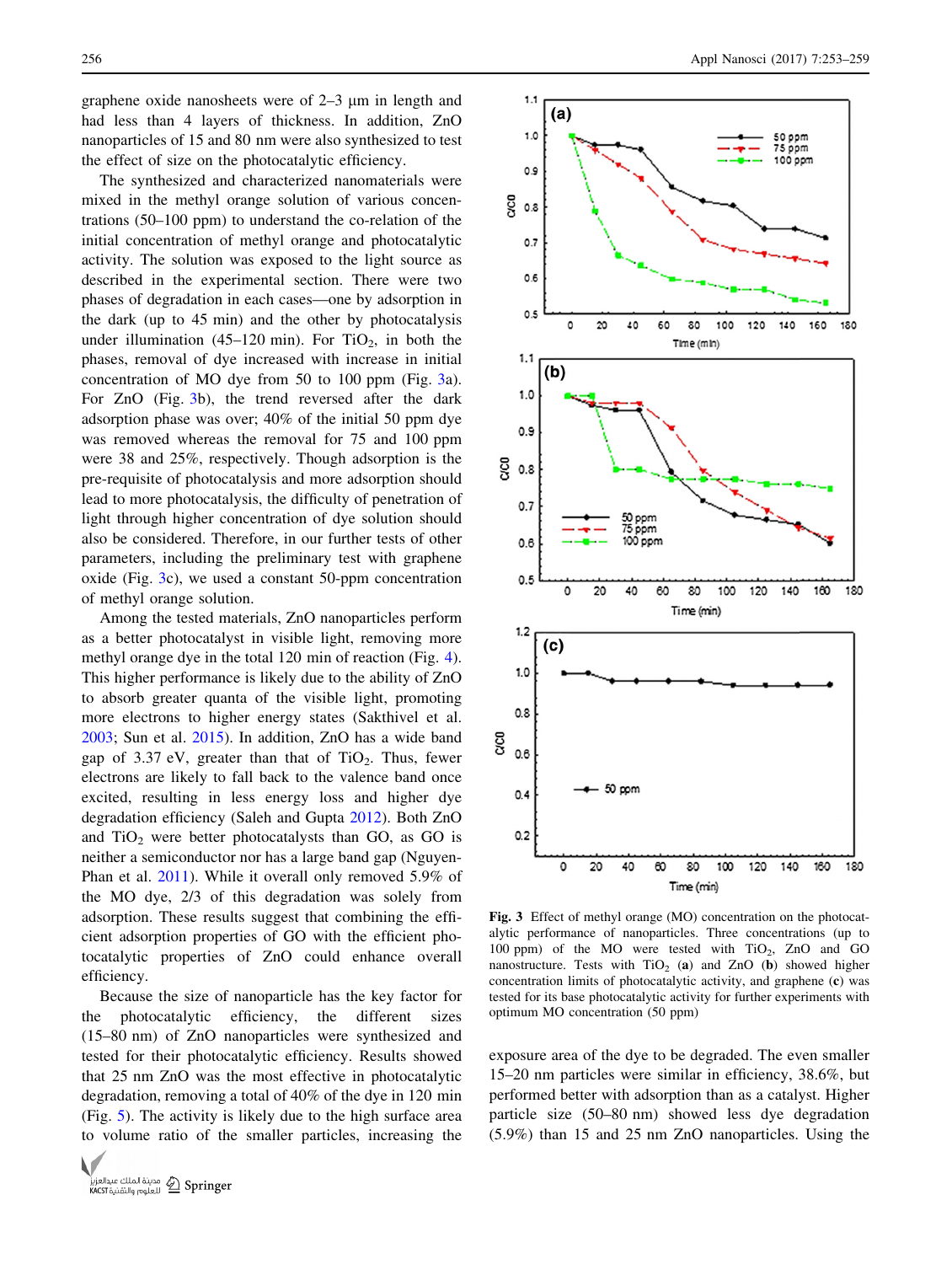graphene oxide nanosheets were of 2–3 μm in length and had less than 4 layers of thickness. In addition, ZnO nanoparticles of 15 and 80 nm were also synthesized to test the effect of size on the photocatalytic efficiency.

The synthesized and characterized nanomaterials were mixed in the methyl orange solution of various concentrations (50–100 ppm) to understand the co-relation of the initial concentration of methyl orange and photocatalytic activity. The solution was exposed to the light source as described in the experimental section. There were two phases of degradation in each cases—one by adsorption in the dark (up to 45 min) and the other by photocatalysis under illumination (45–120 min). For $TiO_2$, in both the phases, removal of dye increased with increase in initial concentration of MO dye from 50 to 100 ppm (Fig. 3a). For ZnO (Fig. 3b), the trend reversed after the dark adsorption phase was over; 40% of the initial 50 ppm dye was removed whereas the removal for 75 and 100 ppm were 38 and 25%, respectively. Though adsorption is the pre-requisite of photocatalysis and more adsorption should lead to more photocatalysis, the difficulty of penetration of light through higher concentration of dye solution should also be considered. Therefore, in our further tests of other parameters, including the preliminary test with graphene oxide (Fig. 3c), we used a constant 50-ppm concentration of methyl orange solution.

Among the tested materials, ZnO nanoparticles perform as a better photocatalyst in visible light, removing more methyl orange dye in the total 120 min of reaction (Fig. 4). This higher performance is likely due to the ability of ZnO to absorb greater quanta of the visible light, promoting more electrons to higher energy states (Sakthivel et al. 2003; Sun et al. 2015). In addition, ZnO has a wide band gap of 3.37 eV, greater than that of $TiO_2$. Thus, fewer electrons are likely to fall back to the valence band once excited, resulting in less energy loss and higher dye degradation efficiency (Saleh and Gupta 2012). Both ZnO and $TiO_2$ were better photocatalysts than GO, as GO is neither a semiconductor nor has a large band gap (Nguyen-Phan et al. 2011). While it overall only removed 5.9% of the MO dye, 2/3 of this degradation was solely from adsorption. These results suggest that combining the efficient adsorption properties of GO with the efficient photocatalytic properties of ZnO could enhance overall efficiency.

Because the size of nanoparticle has the key factor for the photocatalytic efficiency, the different sizes (15–80 nm) of ZnO nanoparticles were synthesized and tested for their photocatalytic efficiency. Results showed that 25 nm ZnO was the most effective in photocatalytic degradation, removing a total of 40% of the dye in 120 min (Fig. 5). The activity is likely due to the high surface area to volume ratio of the smaller particles, increasing the exposure area of the dye to be degraded. The even smaller 15–20 nm particles were similar in efficiency, 38.6%, but performed better with adsorption than as a catalyst. Higher particle size (50–80 nm) showed less dye degradation (5.9%) than 15 and 25 nm ZnO nanoparticles. Using the

**Fig. 3** Effect of methyl orange (MO) concentration on the photocatalytic performance of nanoparticles. Three concentrations (up to 100 ppm) of the MO were tested with $TiO_2$, ZnO and GO nanostructure. Tests with $TiO_2$ (**a**) and ZnO (**b**) showed higher concentration limits of photocatalytic activity, and graphene (**c**) was tested for its base photocatalytic activity for further experiments with optimum MO concentration (50 ppm)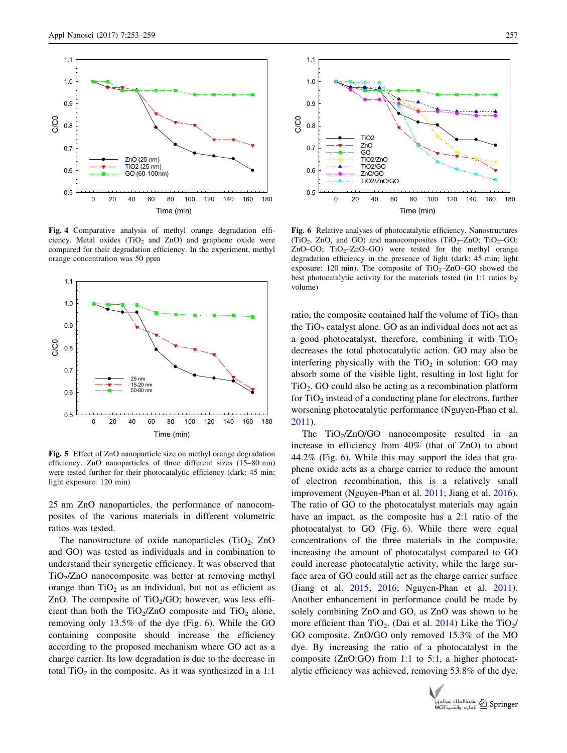**Fig. 4** Comparative analysis of methyl orange degradation efficiency. Metal oxides ($TiO_2$ and ZnO) and graphene oxide were compared for their degradation efficiency. In the experiment, methyl orange concentration was 50 ppm

**Fig. 5** Effect of ZnO nanoparticle size on methyl orange degradation efficiency. ZnO nanoparticles of three different sizes (15–80 nm) were tested further for their photocatalytic efficiency (dark: 45 min; light exposure: 120 min)

**Fig. 6** Relative analyses of photocatalytic efficiency. Nanostructures ($TiO_2$, ZnO, and GO) and nanocomposites ($TiO_2$–ZnO; $TiO_2$–GO; ZnO–GO; $TiO_2$–ZnO–GO) were tested for the methyl orange degradation efficiency in the presence of light (dark: 45 min; light exposure: 120 min). The composite of $TiO_2$–ZnO–GO showed the best photocatalytic activity for the materials tested (in 1:1 ratios by volume)

25 nm ZnO nanoparticles, the performance of nanocomposites of the various materials in different volumetric ratios was tested.

The nanostructure of oxide nanoparticles ($TiO_2$, ZnO and GO) was tested as individuals and in combination to understand their synergetic efficiency. It was observed that $TiO_2$/ZnO nanocomposite was better at removing methyl orange than $TiO_2$ as an individual, but not as efficient as ZnO. The composite of $TiO_2$/GO; however, was less efficient than both the $TiO_2$/ZnO composite and $TiO_2$ alone, removing only 13.5% of the dye (Fig. 6). While the GO containing composite should increase the efficiency according to the proposed mechanism where GO act as a charge carrier. Its low degradation is due to the decrease in total $TiO_2$ in the composite. As it was synthesized in a 1:1 ratio, the composite contained half the volume of $TiO_2$ than the $TiO_2$ catalyst alone. GO as an individual does not act as a good photocatalyst, therefore, combining it with $TiO_2$ decreases the total photocatalytic action. GO may also be interfering physically with the $TiO_2$ in solution: GO may absorb some of the visible light, resulting in lost light for $TiO_2$. GO could also be acting as a recombination platform for $TiO_2$ instead of a conducting plane for electrons, further worsening photocatalytic performance (Nguyen-Phan et al. 2011).

The $TiO_2$/ZnO/GO nanocomposite resulted in an increase in efficiency from 40% (that of ZnO) to about 44.2% (Fig. 6). While this may support the idea that graphene oxide acts as a charge carrier to reduce the amount of electron recombination, this is a relatively small improvement (Nguyen-Phan et al. 2011; Jiang et al. 2016). The ratio of GO to the photocatalyst materials may again have an impact, as the composite has a 2:1 ratio of the photocatalyst to GO (Fig. 6). While there were equal concentrations of the three materials in the composite, increasing the amount of photocatalyst compared to GO could increase photocatalytic activity, while the large surface area of GO could still act as the charge carrier surface (Jiang et al. 2015, 2016; Nguyen-Phan et al. 2011). Another enhancement in performance could be made by solely combining ZnO and GO, as ZnO was shown to be more efficient than $TiO_2$. (Dai et al. 2014) Like the $TiO_2$/GO composite, ZnO/GO only removed 15.3% of the MO dye. By increasing the ratio of a photocatalyst in the composite (ZnO:GO) from 1:1 to 5:1, a higher photocatalytic efficiency was achieved, removing 53.8% of the dye.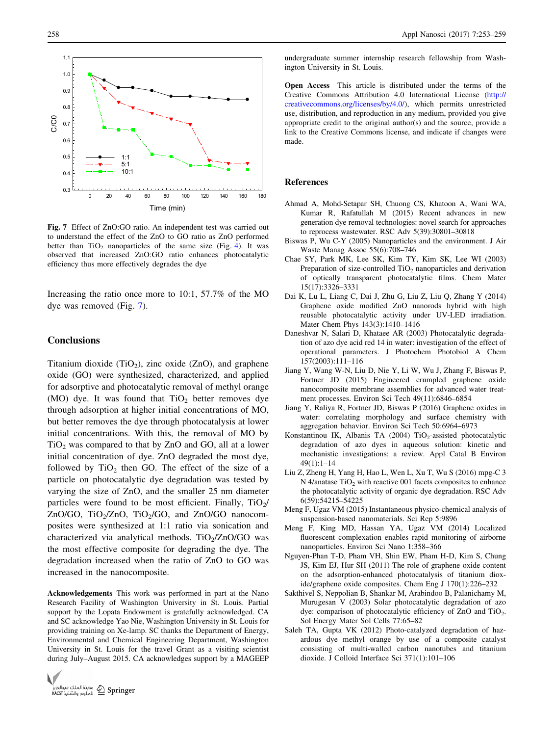Fig. 7 Effect of ZnO:GO ratio. An independent test was carried out to understand the effect of the ZnO to GO ratio as ZnO performed better than $TiO_2$ nanoparticles of the same size (Fig. 4). It was observed that increased ZnO:GO ratio enhances photocatalytic efficiency thus more effectively degrades the dye

Increasing the ratio once more to 10:1, 57.7% of the MO dye was removed (Fig. 7).

## Conclusions

Titanium dioxide ($TiO_2$), zinc oxide (ZnO), and graphene oxide (GO) were synthesized, characterized, and applied for adsorptive and photocatalytic removal of methyl orange (MO) dye. It was found that $TiO_2$ better removes dye through adsorption at higher initial concentrations of MO, but better removes the dye through photocatalysis at lower initial concentrations. With this, the removal of MO by $TiO_2$ was compared to that by ZnO and GO, all at a lower initial concentration of dye. ZnO degraded the most dye, followed by $TiO_2$ then GO. The effect of the size of a particle on photocatalytic dye degradation was tested by varying the size of ZnO, and the smaller 25 nm diameter particles were found to be most efficient. Finally, $TiO_2$/ZnO/GO, $TiO_2$/ZnO, $TiO_2$/GO, and ZnO/GO nanocomposites were synthesized at 1:1 ratio via sonication and characterized via analytical methods. $TiO_2$/ZnO/GO was the most effective composite for degrading the dye. The degradation increased when the ratio of ZnO to GO was increased in the nanocomposite.

**Acknowledgements** This work was performed in part at the Nano Research Facility of Washington University in St. Louis. Partial support by the Lopata Endowment is gratefully acknowledged. CA and SC acknowledge Yao Nie, Washington University in St. Louis for providing training on Xe-lamp. SC thanks the Department of Energy, Environmental and Chemical Engineering Department, Washington University in St Louis for the travel Grant as a visiting scientist during July–August 2015. CA acknowledges support by a MAGEEP undergraduate summer internship research fellowship from Washington University in St. Louis.

**Open Access** This article is distributed under the terms of the Creative Commons Attribution 4.0 International License (http://creativecommons.org/licenses/by/4.0/), which permits unrestricted use, distribution, and reproduction in any medium, provided you give appropriate credit to the original author(s) and the source, provide a link to the Creative Commons license, and indicate if changes were made.

## References

Ahmad A, Mohd-Setapar SH, Chuong CS, Khatoon A, Wani WA, Kumar R, Rafatullah M (2015) Recent advances in new generation dye removal technologies: novel search for approaches to reprocess wastewater. RSC Adv 5(39):30801–30818

Biswas P, Wu C-Y (2005) Nanoparticles and the environment. J Air Waste Manag Assoc 55(6):708–746

Chae SY, Park MK, Lee SK, Kim TY, Kim SK, Lee WI (2003) Preparation of size-controlled $TiO_2$ nanoparticles and derivation of optically transparent photocatalytic films. Chem Mater 15(17):3326–3331

Dai K, Lu L, Liang C, Dai J, Zhu G, Liu Z, Liu Q, Zhang Y (2014) Graphene oxide modified ZnO nanorods hybrid with high reusable photocatalytic activity under UV-LED irradiation. Mater Chem Phys 143(3):1410–1416

Daneshvar N, Salari D, Khataee AR (2003) Photocatalytic degradation of azo dye acid red 14 in water: investigation of the effect of operational parameters. J Photochem Photobiol A Chem 157(2003):111–116

Jiang Y, Wang W-N, Liu D, Nie Y, Li W, Wu J, Zhang F, Biswas P, Fortner JD (2015) Engineered crumpled graphene oxide nanocomposite membrane assemblies for advanced water treatment processes. Environ Sci Tech 49(11):6846–6854

Jiang Y, Raliya R, Fortner JD, Biswas P (2016) Graphene oxides in water: correlating morphology and surface chemistry with aggregation behavior. Environ Sci Tech 50:6964–6973

Konstantinou IK, Albanis TA (2004) $TiO_2$-assisted photocatalytic degradation of azo dyes in aqueous solution: kinetic and mechanistic investigations: a review. Appl Catal B Environ 49(1):1–14

Liu Z, Zheng H, Yang H, Hao L, Wen L, Xu T, Wu S (2016) mpg-C 3 N 4/anatase $TiO_2$ with reactive 001 facets composites to enhance the photocatalytic activity of organic dye degradation. RSC Adv 6(59):54215–54225

Meng F, Ugaz VM (2015) Instantaneous physico-chemical analysis of suspension-based nanomaterials. Sci Rep 5:9896

Meng F, King MD, Hassan YA, Ugaz VM (2014) Localized fluorescent complexation enables rapid monitoring of airborne nanoparticles. Environ Sci Nano 1:358–366

Nguyen-Phan T-D, Pham VH, Shin EW, Pham H-D, Kim S, Chung JS, Kim EJ, Hur SH (2011) The role of graphene oxide content on the adsorption-enhanced photocatalysis of titanium dioxide/graphene oxide composites. Chem Eng J 170(1):226–232

Sakthivel S, Neppolian B, Shankar M, Arabindoo B, Palanichamy M, Murugesan V (2003) Solar photocatalytic degradation of azo dye: comparison of photocatalytic efficiency of ZnO and $TiO_2$. Sol Energy Mater Sol Cells 77:65–82

Saleh TA, Gupta VK (2012) Photo-catalyzed degradation of hazardous dye methyl orange by use of a composite catalyst consisting of multi-walled carbon nanotubes and titanium dioxide. J Colloid Interface Sci 371(1):101–106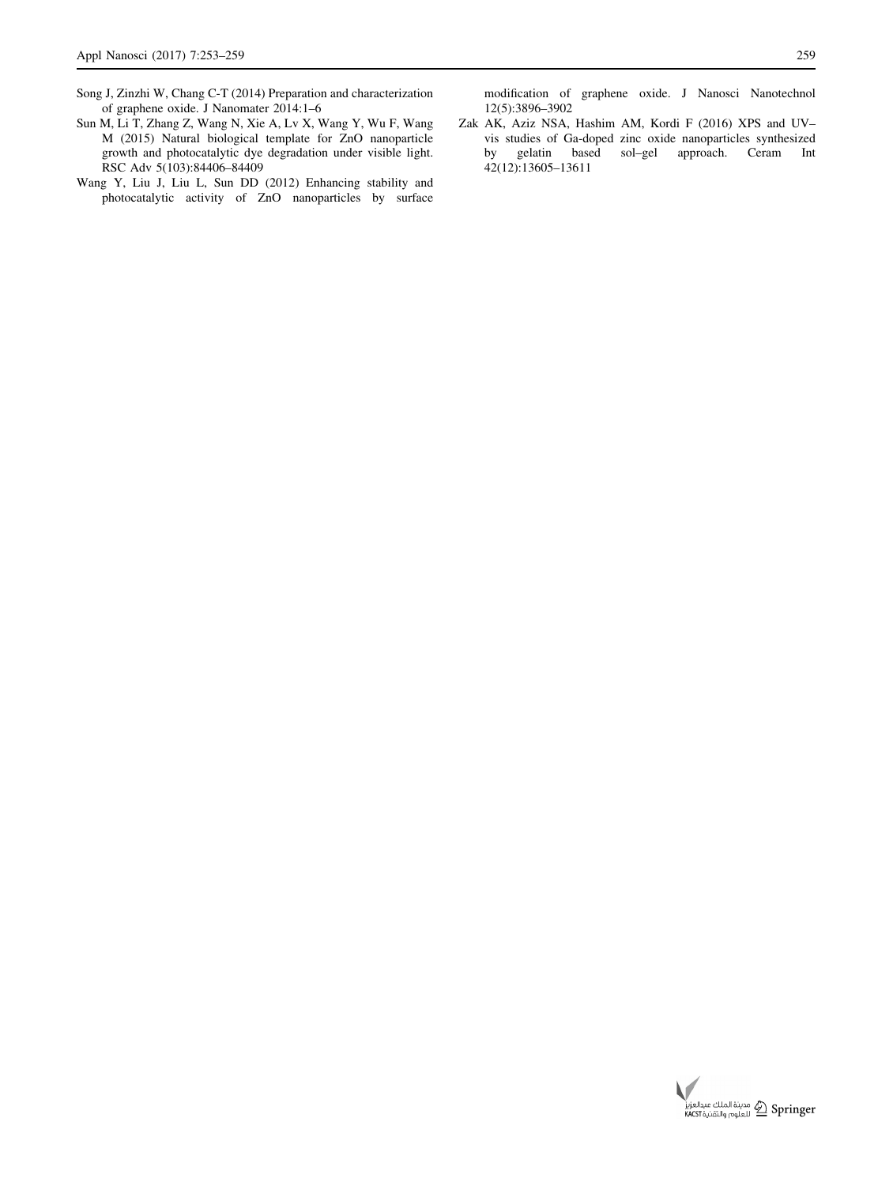Song J, Zinzhi W, Chang C-T (2014) Preparation and characterization of graphene oxide. J Nanomater 2014:1–6

Sun M, Li T, Zhang Z, Wang N, Xie A, Lv X, Wang Y, Wu F, Wang M (2015) Natural biological template for ZnO nanoparticle growth and photocatalytic dye degradation under visible light. RSC Adv 5(103):84406–84409

Wang Y, Liu J, Liu L, Sun DD (2012) Enhancing stability and photocatalytic activity of ZnO nanoparticles by surface modification of graphene oxide. J Nanosci Nanotechnol 12(5):3896–3902

Zak AK, Aziz NSA, Hashim AM, Kordi F (2016) XPS and UV–vis studies of Ga-doped zinc oxide nanoparticles synthesized by gelatin based sol–gel approach. Ceram Int 42(12):13605–13611